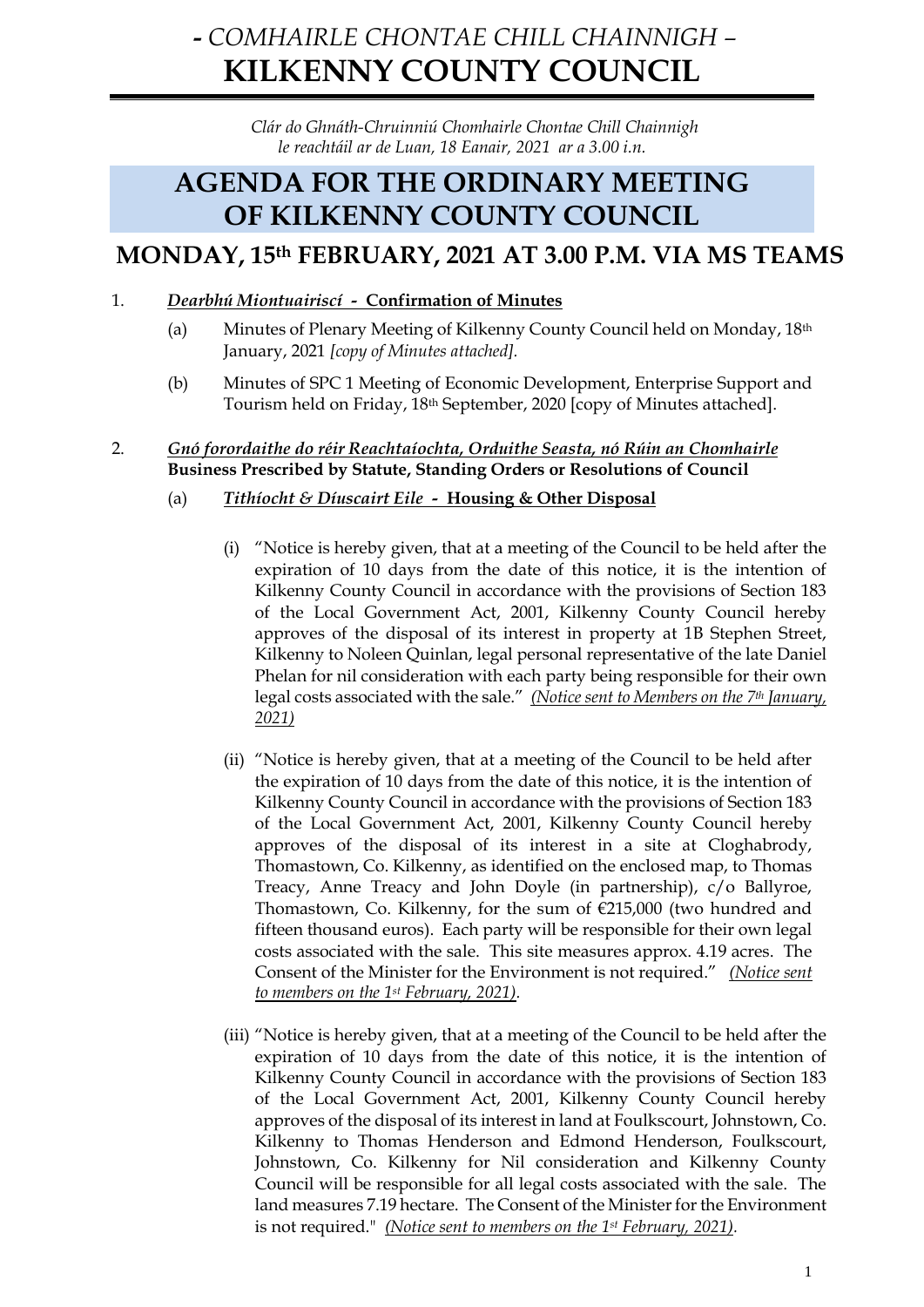# *- COMHAIRLE CHONTAE CHILL CHAINNIGH –*
# **KILKENNY COUNTY COUNCIL**

*Clár do Ghnáth-Chruinniú Chomhairle Chontae Chill Chainnigh le reachtáil ar de Luan, 18 Eanair, 2021 ar a 3.00 i.n.*

# AGENDA FOR THE ORDINARY MEETING OF KILKENNY COUNTY COUNCIL

## MONDAY, 15th FEBRUARY, 2021 AT 3.00 P.M. VIA MS TEAMS

1. ***Dearbhú Miontuairiscí* - Confirmation of Minutes**

   (a) Minutes of Plenary Meeting of Kilkenny County Council held on Monday, 18th January, 2021 *[copy of Minutes attached].*

   (b) Minutes of SPC 1 Meeting of Economic Development, Enterprise Support and Tourism held on Friday, 18th September, 2020 [copy of Minutes attached].

2. ***Gnó forordaithe do réir Reachtaíocht, Orduithe Seasta, nó Rúin an Chomhairle***
   **Business Prescribed by Statute, Standing Orders or Resolutions of Council**

   (a) ***Tithíocht & Díuscairt Eile* - Housing & Other Disposal**

   (i) "Notice is hereby given, that at a meeting of the Council to be held after the expiration of 10 days from the date of this notice, it is the intention of Kilkenny County Council in accordance with the provisions of Section 183 of the Local Government Act, 2001, Kilkenny County Council hereby approves of the disposal of its interest in property at 1B Stephen Street, Kilkenny to Noleen Quinlan, legal personal representative of the late Daniel Phelan for nil consideration with each party being responsible for their own legal costs associated with the sale." *(Notice sent to Members on the 7th January, 2021)*

   (ii) "Notice is hereby given, that at a meeting of the Council to be held after the expiration of 10 days from the date of this notice, it is the intention of Kilkenny County Council in accordance with the provisions of Section 183 of the Local Government Act, 2001, Kilkenny County Council hereby approves of the disposal of its interest in a site at Cloghabrody, Thomastown, Co. Kilkenny, as identified on the enclosed map, to Thomas Treacy, Anne Treacy and John Doyle (in partnership), c/o Ballyroe, Thomastown, Co. Kilkenny, for the sum of €215,000 (two hundred and fifteen thousand euros). Each party will be responsible for their own legal costs associated with the sale. This site measures approx. 4.19 acres. The Consent of the Minister for the Environment is not required." *(Notice sent to members on the 1st February, 2021).*

   (iii) "Notice is hereby given, that at a meeting of the Council to be held after the expiration of 10 days from the date of this notice, it is the intention of Kilkenny County Council in accordance with the provisions of Section 183 of the Local Government Act, 2001, Kilkenny County Council hereby approves of the disposal of its interest in land at Foulkscourt, Johnstown, Co. Kilkenny to Thomas Henderson and Edmond Henderson, Foulkscourt, Johnstown, Co. Kilkenny for Nil consideration and Kilkenny County Council will be responsible for all legal costs associated with the sale. The land measures 7.19 hectare. The Consent of the Minister for the Environment is not required." *(Notice sent to members on the 1st February, 2021).*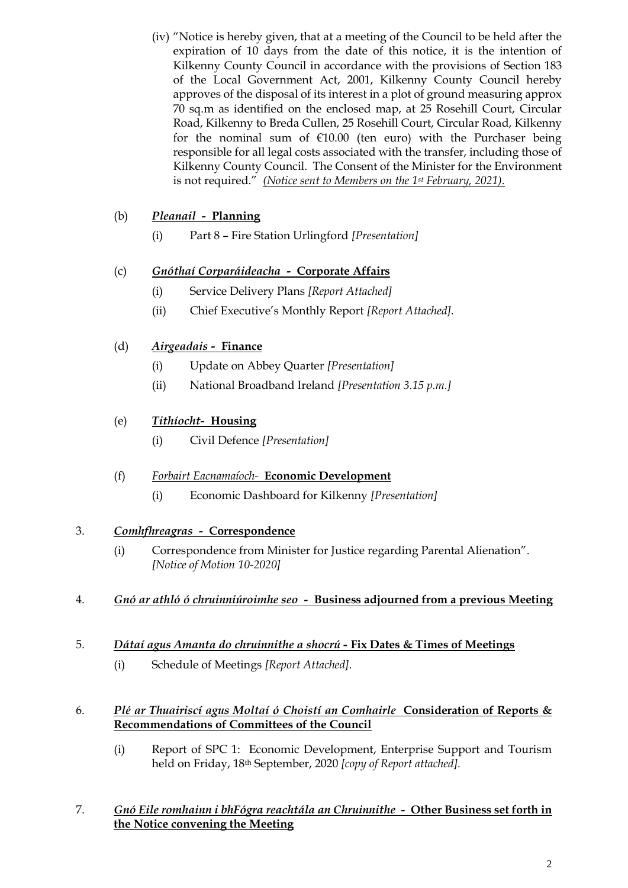(iv) "Notice is hereby given, that at a meeting of the Council to be held after the expiration of 10 days from the date of this notice, it is the intention of Kilkenny County Council in accordance with the provisions of Section 183 of the Local Government Act, 2001, Kilkenny County Council hereby approves of the disposal of its interest in a plot of ground measuring approx 70 sq.m as identified on the enclosed map, at 25 Rosehill Court, Circular Road, Kilkenny to Breda Cullen, 25 Rosehill Court, Circular Road, Kilkenny for the nominal sum of €10.00 (ten euro) with the Purchaser being responsible for all legal costs associated with the transfer, including those of Kilkenny County Council. The Consent of the Minister for the Environment is not required." *(Notice sent to Members on the 1st February, 2021).*

(b) ***Pleanail* - Planning**

(i) Part 8 – Fire Station Urlingford *[Presentation]*

(c) ***Gnóthaí Corparáideacha* - Corporate Affairs**

(i) Service Delivery Plans *[Report Attached]*

(ii) Chief Executive's Monthly Report *[Report Attached].*

(d) ***Airgeadais* - Finance**

(i) Update on Abbey Quarter *[Presentation]*

(ii) National Broadband Ireland *[Presentation 3.15 p.m.]*

(e) ***Tithíocht*- Housing**

(i) Civil Defence *[Presentation]*

(f) *Forbairt Eacnamaíoch-* **Economic Development**

(i) Economic Dashboard for Kilkenny *[Presentation]*

3. ***Comhfhreagras* - Correspondence**

(i) Correspondence from Minister for Justice regarding Parental Alienation". *[Notice of Motion 10-2020]*

4. ***Gnó ar athló ó chruinniúroimhe seo* - Business adjourned from a previous Meeting**

5. ***Dátaí agus Amanta do chruinnithe a shocrú* - Fix Dates & Times of Meetings**

(i) Schedule of Meetings *[Report Attached].*

6. ***Plé ar Thuairiscí agus Moltaí ó Choistí an Comhairle* Consideration of Reports & Recommendations of Committees of the Council**

(i) Report of SPC 1: Economic Development, Enterprise Support and Tourism held on Friday, 18th September, 2020 *[copy of Report attached].*

7. ***Gnó Eile romhainn i bhFógra reachtála an Chruinnithe* - Other Business set forth in the Notice convening the Meeting**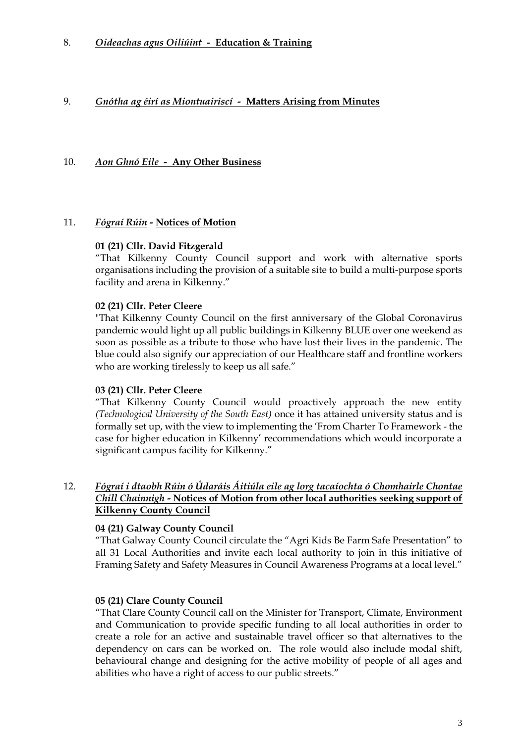8. ***Oideachas agus Oiliúint* - Education & Training**

9. ***Gnótha ag éirí as Miontuairiscí* - Matters Arising from Minutes**

10. ***Aon Ghnó Eile* - Any Other Business**

11. ***Fógraí Rúin* - Notices of Motion**

**01 (21) Cllr. David Fitzgerald**

"That Kilkenny County Council support and work with alternative sports organisations including the provision of a suitable site to build a multi-purpose sports facility and arena in Kilkenny."

**02 (21) Cllr. Peter Cleere**

"That Kilkenny County Council on the first anniversary of the Global Coronavirus pandemic would light up all public buildings in Kilkenny BLUE over one weekend as soon as possible as a tribute to those who have lost their lives in the pandemic. The blue could also signify our appreciation of our Healthcare staff and frontline workers who are working tirelessly to keep us all safe."

**03 (21) Cllr. Peter Cleere**

"That Kilkenny County Council would proactively approach the new entity *(Technological University of the South East)* once it has attained university status and is formally set up, with the view to implementing the 'From Charter To Framework - the case for higher education in Kilkenny' recommendations which would incorporate a significant campus facility for Kilkenny."

12. ***Fógraí i dtaobh Rúin ó Údaráis Áitiúla eile ag lorg tacaíochta ó Chomhairle Chontae Chill Chainnigh* - Notices of Motion from other local authorities seeking support of Kilkenny County Council**

**04 (21) Galway County Council**

"That Galway County Council circulate the "Agri Kids Be Farm Safe Presentation" to all 31 Local Authorities and invite each local authority to join in this initiative of Framing Safety and Safety Measures in Council Awareness Programs at a local level."

**05 (21) Clare County Council**

"That Clare County Council call on the Minister for Transport, Climate, Environment and Communication to provide specific funding to all local authorities in order to create a role for an active and sustainable travel officer so that alternatives to the dependency on cars can be worked on. The role would also include modal shift, behavioural change and designing for the active mobility of people of all ages and abilities who have a right of access to our public streets."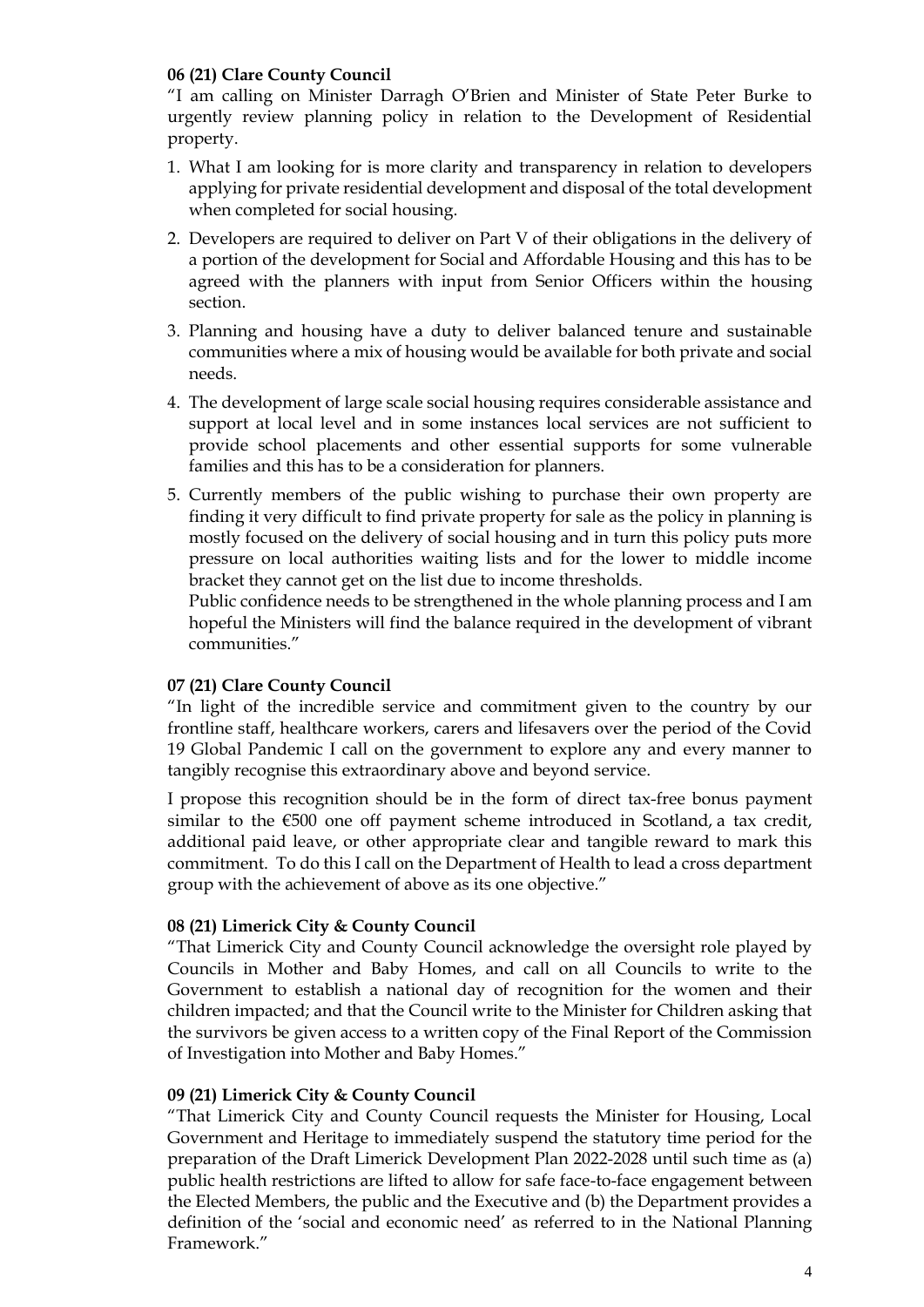**06 (21) Clare County Council**

"I am calling on Minister Darragh O'Brien and Minister of State Peter Burke to urgently review planning policy in relation to the Development of Residential property.

1. What I am looking for is more clarity and transparency in relation to developers applying for private residential development and disposal of the total development when completed for social housing.
2. Developers are required to deliver on Part V of their obligations in the delivery of a portion of the development for Social and Affordable Housing and this has to be agreed with the planners with input from Senior Officers within the housing section.
3. Planning and housing have a duty to deliver balanced tenure and sustainable communities where a mix of housing would be available for both private and social needs.
4. The development of large scale social housing requires considerable assistance and support at local level and in some instances local services are not sufficient to provide school placements and other essential supports for some vulnerable families and this has to be a consideration for planners.
5. Currently members of the public wishing to purchase their own property are finding it very difficult to find private property for sale as the policy in planning is mostly focused on the delivery of social housing and in turn this policy puts more pressure on local authorities waiting lists and for the lower to middle income bracket they cannot get on the list due to income thresholds.

   Public confidence needs to be strengthened in the whole planning process and I am hopeful the Ministers will find the balance required in the development of vibrant communities."

**07 (21) Clare County Council**

"In light of the incredible service and commitment given to the country by our frontline staff, healthcare workers, carers and lifesavers over the period of the Covid 19 Global Pandemic I call on the government to explore any and every manner to tangibly recognise this extraordinary above and beyond service.

I propose this recognition should be in the form of direct tax-free bonus payment similar to the €500 one off payment scheme introduced in Scotland, a tax credit, additional paid leave, or other appropriate clear and tangible reward to mark this commitment. To do this I call on the Department of Health to lead a cross department group with the achievement of above as its one objective."

**08 (21) Limerick City & County Council**

"That Limerick City and County Council acknowledge the oversight role played by Councils in Mother and Baby Homes, and call on all Councils to write to the Government to establish a national day of recognition for the women and their children impacted; and that the Council write to the Minister for Children asking that the survivors be given access to a written copy of the Final Report of the Commission of Investigation into Mother and Baby Homes."

**09 (21) Limerick City & County Council**

"That Limerick City and County Council requests the Minister for Housing, Local Government and Heritage to immediately suspend the statutory time period for the preparation of the Draft Limerick Development Plan 2022-2028 until such time as (a) public health restrictions are lifted to allow for safe face-to-face engagement between the Elected Members, the public and the Executive and (b) the Department provides a definition of the 'social and economic need' as referred to in the National Planning Framework."